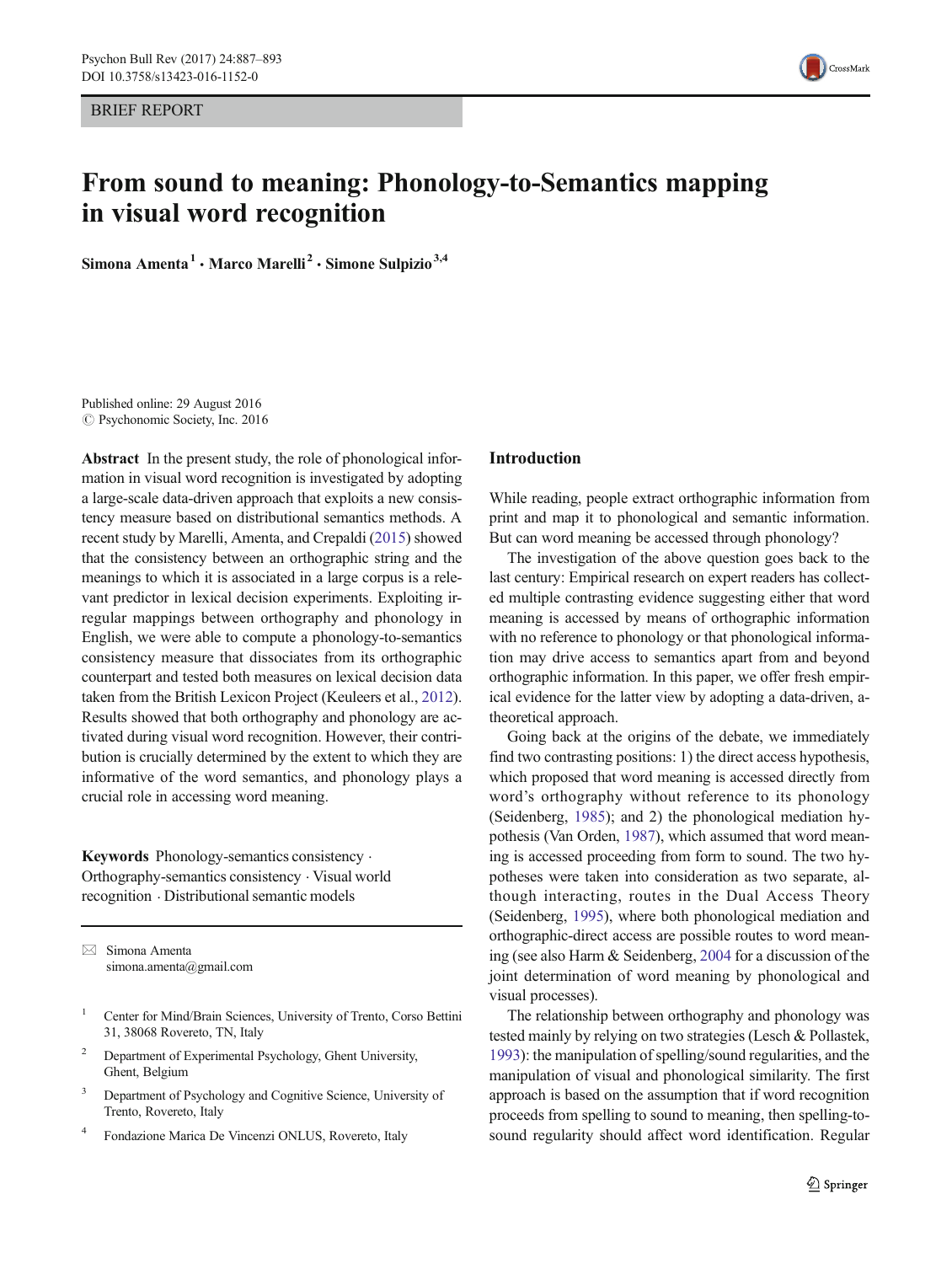BRIEF REPORT

# From sound to meaning: Phonology-to-Semantics mapping in visual word recognition

**Simona Amenta**[1] · **Marco Marelli**[2] · **Simone Sulpizio**[3,4]

Published online: 29 August 2016
© Psychonomic Society, Inc. 2016

**Abstract** In the present study, the role of phonological information in visual word recognition is investigated by adopting a large-scale data-driven approach that exploits a new consistency measure based on distributional semantics methods. A recent study by Marelli, Amenta, and Crepaldi (2015) showed that the consistency between an orthographic string and the meanings to which it is associated in a large corpus is a relevant predictor in lexical decision experiments. Exploiting irregular mappings between orthography and phonology in English, we were able to compute a phonology-to-semantics consistency measure that dissociates from its orthographic counterpart and tested both measures on lexical decision data taken from the British Lexicon Project (Keuleers et al., 2012). Results showed that both orthography and phonology are activated during visual word recognition. However, their contribution is crucially determined by the extent to which they are informative of the word semantics, and phonology plays a crucial role in accessing word meaning.

**Keywords** Phonology-semantics consistency · Orthography-semantics consistency · Visual world recognition · Distributional semantic models

✉ Simona Amenta
simona.amenta@gmail.com

[1] Center for Mind/Brain Sciences, University of Trento, Corso Bettini 31, 38068 Rovereto, TN, Italy

[2] Department of Experimental Psychology, Ghent University, Ghent, Belgium

[3] Department of Psychology and Cognitive Science, University of Trento, Rovereto, Italy

[4] Fondazione Marica De Vincenzi ONLUS, Rovereto, Italy

## Introduction

While reading, people extract orthographic information from print and map it to phonological and semantic information. But can word meaning be accessed through phonology?

The investigation of the above question goes back to the last century: Empirical research on expert readers has collected multiple contrasting evidence suggesting either that word meaning is accessed by means of orthographic information with no reference to phonology or that phonological information may drive access to semantics apart from and beyond orthographic information. In this paper, we offer fresh empirical evidence for the latter view by adopting a data-driven, a-theoretical approach.

Going back at the origins of the debate, we immediately find two contrasting positions: 1) the direct access hypothesis, which proposed that word meaning is accessed directly from word's orthography without reference to its phonology (Seidenberg, 1985); and 2) the phonological mediation hypothesis (Van Orden, 1987), which assumed that word meaning is accessed proceeding from form to sound. The two hypotheses were taken into consideration as two separate, although interacting, routes in the Dual Access Theory (Seidenberg, 1995), where both phonological mediation and orthographic-direct access are possible routes to word meaning (see also Harm & Seidenberg, 2004 for a discussion of the joint determination of word meaning by phonological and visual processes).

The relationship between orthography and phonology was tested mainly by relying on two strategies (Lesch & Pollastek, 1993): the manipulation of spelling/sound regularities, and the manipulation of visual and phonological similarity. The first approach is based on the assumption that if word recognition proceeds from spelling to sound to meaning, then spelling-to-sound regularity should affect word identification. Regular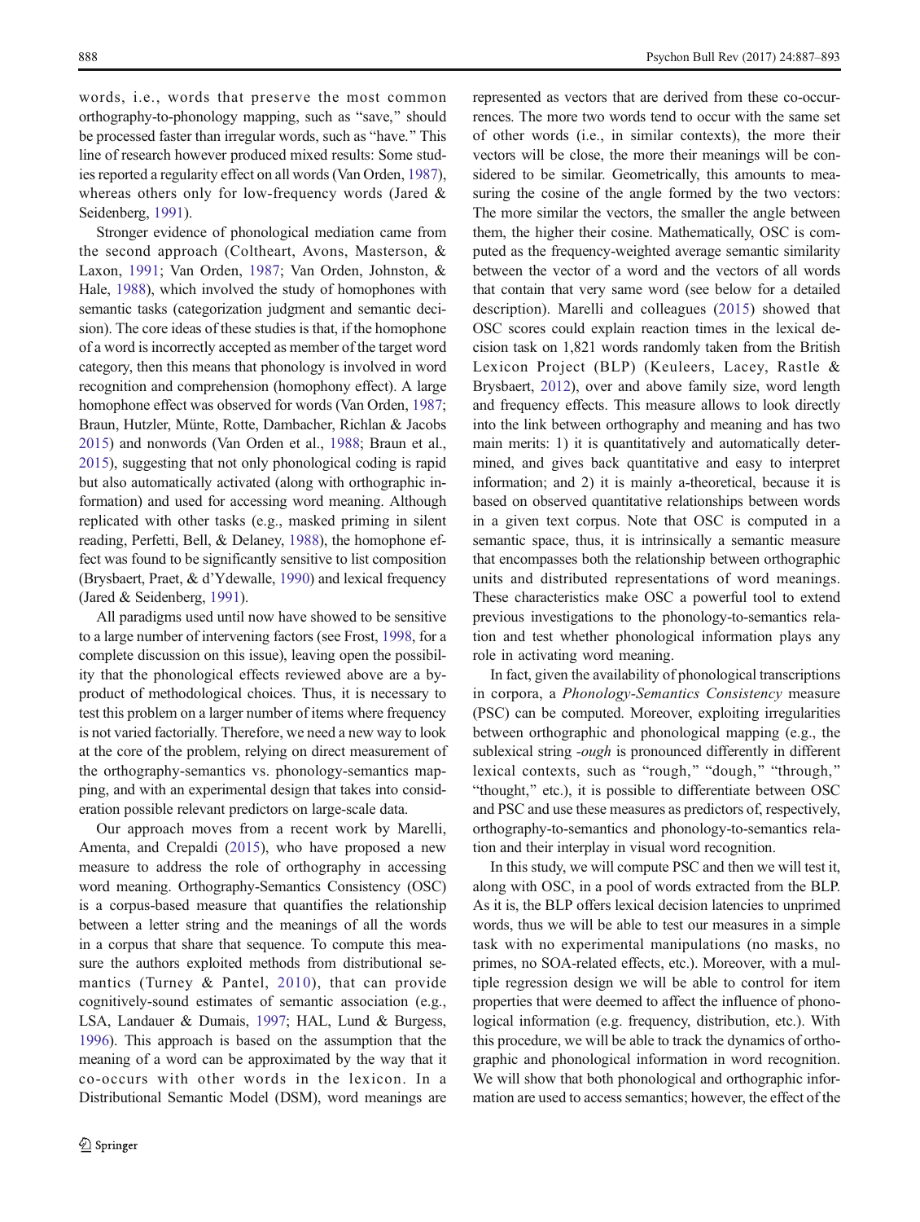words, i.e., words that preserve the most common orthography-to-phonology mapping, such as "save," should be processed faster than irregular words, such as "have." This line of research however produced mixed results: Some studies reported a regularity effect on all words (Van Orden, 1987), whereas others only for low-frequency words (Jared & Seidenberg, 1991).

Stronger evidence of phonological mediation came from the second approach (Coltheart, Avons, Masterson, & Laxon, 1991; Van Orden, 1987; Van Orden, Johnston, & Hale, 1988), which involved the study of homophones with semantic tasks (categorization judgment and semantic decision). The core ideas of these studies is that, if the homophone of a word is incorrectly accepted as member of the target word category, then this means that phonology is involved in word recognition and comprehension (homophony effect). A large homophone effect was observed for words (Van Orden, 1987; Braun, Hutzler, Münte, Rotte, Dambacher, Richlan & Jacobs 2015) and nonwords (Van Orden et al., 1988; Braun et al., 2015), suggesting that not only phonological coding is rapid but also automatically activated (along with orthographic information) and used for accessing word meaning. Although replicated with other tasks (e.g., masked priming in silent reading, Perfetti, Bell, & Delaney, 1988), the homophone effect was found to be significantly sensitive to list composition (Brysbaert, Praet, & d'Ydewalle, 1990) and lexical frequency (Jared & Seidenberg, 1991).

All paradigms used until now have showed to be sensitive to a large number of intervening factors (see Frost, 1998, for a complete discussion on this issue), leaving open the possibility that the phonological effects reviewed above are a by-product of methodological choices. Thus, it is necessary to test this problem on a larger number of items where frequency is not varied factorially. Therefore, we need a new way to look at the core of the problem, relying on direct measurement of the orthography-semantics vs. phonology-semantics mapping, and with an experimental design that takes into consideration possible relevant predictors on large-scale data.

Our approach moves from a recent work by Marelli, Amenta, and Crepaldi (2015), who have proposed a new measure to address the role of orthography in accessing word meaning. Orthography-Semantics Consistency (OSC) is a corpus-based measure that quantifies the relationship between a letter string and the meanings of all the words in a corpus that share that sequence. To compute this measure the authors exploited methods from distributional semantics (Turney & Pantel, 2010), that can provide cognitively-sound estimates of semantic association (e.g., LSA, Landauer & Dumais, 1997; HAL, Lund & Burgess, 1996). This approach is based on the assumption that the meaning of a word can be approximated by the way that it co-occurs with other words in the lexicon. In a Distributional Semantic Model (DSM), word meanings are represented as vectors that are derived from these co-occurrences. The more two words tend to occur with the same set of other words (i.e., in similar contexts), the more their vectors will be close, the more their meanings will be considered to be similar. Geometrically, this amounts to measuring the cosine of the angle formed by the two vectors: The more similar the vectors, the smaller the angle between them, the higher their cosine. Mathematically, OSC is computed as the frequency-weighted average semantic similarity between the vector of a word and the vectors of all words that contain that very same word (see below for a detailed description). Marelli and colleagues (2015) showed that OSC scores could explain reaction times in the lexical decision task on 1,821 words randomly taken from the British Lexicon Project (BLP) (Keuleers, Lacey, Rastle & Brysbaert, 2012), over and above family size, word length and frequency effects. This measure allows to look directly into the link between orthography and meaning and has two main merits: 1) it is quantitatively and automatically determined, and gives back quantitative and easy to interpret information; and 2) it is mainly a-theoretical, because it is based on observed quantitative relationships between words in a given text corpus. Note that OSC is computed in a semantic space, thus, it is intrinsically a semantic measure that encompasses both the relationship between orthographic units and distributed representations of word meanings. These characteristics make OSC a powerful tool to extend previous investigations to the phonology-to-semantics relation and test whether phonological information plays any role in activating word meaning.

In fact, given the availability of phonological transcriptions in corpora, a *Phonology-Semantics Consistency* measure (PSC) can be computed. Moreover, exploiting irregularities between orthographic and phonological mapping (e.g., the sublexical string *-ough* is pronounced differently in different lexical contexts, such as "rough," "dough," "through," "thought," etc.), it is possible to differentiate between OSC and PSC and use these measures as predictors of, respectively, orthography-to-semantics and phonology-to-semantics relation and their interplay in visual word recognition.

In this study, we will compute PSC and then we will test it, along with OSC, in a pool of words extracted from the BLP. As it is, the BLP offers lexical decision latencies to unprimed words, thus we will be able to test our measures in a simple task with no experimental manipulations (no masks, no primes, no SOA-related effects, etc.). Moreover, with a multiple regression design we will be able to control for item properties that were deemed to affect the influence of phonological information (e.g. frequency, distribution, etc.). With this procedure, we will be able to track the dynamics of orthographic and phonological information in word recognition. We will show that both phonological and orthographic information are used to access semantics; however, the effect of the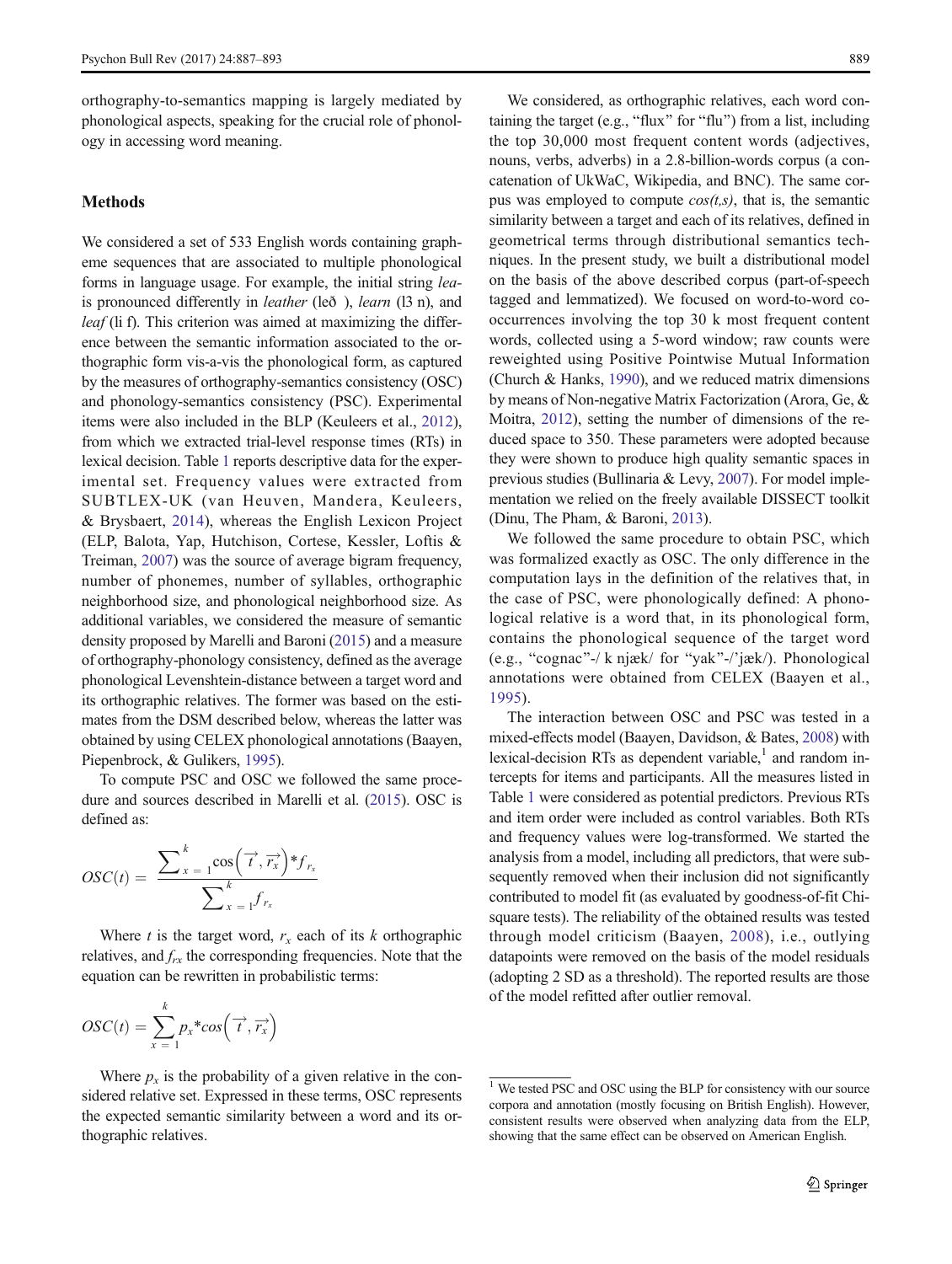orthography-to-semantics mapping is largely mediated by phonological aspects, speaking for the crucial role of phonology in accessing word meaning.

## Methods

We considered a set of 533 English words containing grapheme sequences that are associated to multiple phonological forms in language usage. For example, the initial string *lea-* is pronounced differently in *leather* (leð ), *learn* (l3 n), and *leaf* (li f). This criterion was aimed at maximizing the difference between the semantic information associated to the orthographic form vis-a-vis the phonological form, as captured by the measures of orthography-semantics consistency (OSC) and phonology-semantics consistency (PSC). Experimental items were also included in the BLP (Keuleers et al., 2012), from which we extracted trial-level response times (RTs) in lexical decision. Table 1 reports descriptive data for the experimental set. Frequency values were extracted from SUBTLEX-UK (van Heuven, Mandera, Keuleers, & Brysbaert, 2014), whereas the English Lexicon Project (ELP, Balota, Yap, Hutchison, Cortese, Kessler, Loftis & Treiman, 2007) was the source of average bigram frequency, number of phonemes, number of syllables, orthographic neighborhood size, and phonological neighborhood size. As additional variables, we considered the measure of semantic density proposed by Marelli and Baroni (2015) and a measure of orthography-phonology consistency, defined as the average phonological Levenshtein-distance between a target word and its orthographic relatives. The former was based on the estimates from the DSM described below, whereas the latter was obtained by using CELEX phonological annotations (Baayen, Piepenbrock, & Gulikers, 1995).

To compute PSC and OSC we followed the same procedure and sources described in Marelli et al. (2015). OSC is defined as:

$$OSC(t) = \frac{\sum_{x=1}^{k} \cos\left(\vec{t}, \vec{r_x}\right) * f_{r_x}}{\sum_{x=1}^{k} f_{r_x}}$$

Where $t$ is the target word, $r_x$ each of its $k$ orthographic relatives, and $f_{rx}$ the corresponding frequencies. Note that the equation can be rewritten in probabilistic terms:

$$OSC(t) = \sum_{x=1}^{k} p_x * cos\left(\vec{t}, \vec{r_x}\right)$$

Where $p_x$ is the probability of a given relative in the considered relative set. Expressed in these terms, OSC represents the expected semantic similarity between a word and its orthographic relatives.

We considered, as orthographic relatives, each word containing the target (e.g., "flux" for "flu") from a list, including the top 30,000 most frequent content words (adjectives, nouns, verbs, adverbs) in a 2.8-billion-words corpus (a concatenation of UkWaC, Wikipedia, and BNC). The same corpus was employed to compute *cos(t,s)*, that is, the semantic similarity between a target and each of its relatives, defined in geometrical terms through distributional semantics techniques. In the present study, we built a distributional model on the basis of the above described corpus (part-of-speech tagged and lemmatized). We focused on word-to-word co-occurrences involving the top 30 k most frequent content words, collected using a 5-word window; raw counts were reweighted using Positive Pointwise Mutual Information (Church & Hanks, 1990), and we reduced matrix dimensions by means of Non-negative Matrix Factorization (Arora, Ge, & Moitra, 2012), setting the number of dimensions of the reduced space to 350. These parameters were adopted because they were shown to produce high quality semantic spaces in previous studies (Bullinaria & Levy, 2007). For model implementation we relied on the freely available DISSECT toolkit (Dinu, The Pham, & Baroni, 2013).

We followed the same procedure to obtain PSC, which was formalized exactly as OSC. The only difference in the computation lays in the definition of the relatives that, in the case of PSC, were phonologically defined: A phonological relative is a word that, in its phonological form, contains the phonological sequence of the target word (e.g., "cognac"-/ k njæk/ for "yak"-/'jæk/). Phonological annotations were obtained from CELEX (Baayen et al., 1995).

The interaction between OSC and PSC was tested in a mixed-effects model (Baayen, Davidson, & Bates, 2008) with lexical-decision RTs as dependent variable,[1] and random intercepts for items and participants. All the measures listed in Table 1 were considered as potential predictors. Previous RTs and item order were included as control variables. Both RTs and frequency values were log-transformed. We started the analysis from a model, including all predictors, that were subsequently removed when their inclusion did not significantly contributed to model fit (as evaluated by goodness-of-fit Chi-square tests). The reliability of the obtained results was tested through model criticism (Baayen, 2008), i.e., outlying datapoints were removed on the basis of the model residuals (adopting 2 SD as a threshold). The reported results are those of the model refitted after outlier removal.

[1] We tested PSC and OSC using the BLP for consistency with our source corpora and annotation (mostly focusing on British English). However, consistent results were observed when analyzing data from the ELP, showing that the same effect can be observed on American English.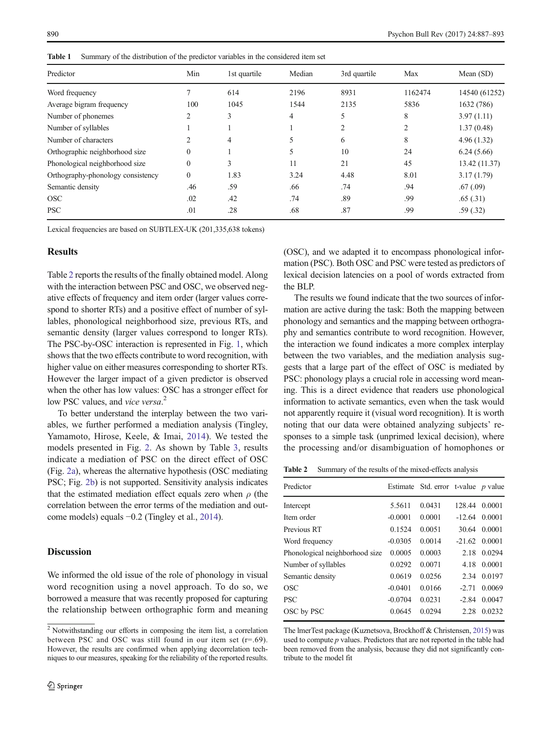**Table 1** Summary of the distribution of the predictor variables in the considered item set

| Predictor | Min | 1st quartile | Median | 3rd quartile | Max | Mean (SD) |
|---|---|---|---|---|---|---|
| Word frequency | 7 | 614 | 2196 | 8931 | 1162474 | 14540 (61252) |
| Average bigram frequency | 100 | 1045 | 1544 | 2135 | 5836 | 1632 (786) |
| Number of phonemes | 2 | 3 | 4 | 5 | 8 | 3.97 (1.11) |
| Number of syllables | 1 | 1 | 1 | 2 | 2 | 1.37 (0.48) |
| Number of characters | 2 | 4 | 5 | 6 | 8 | 4.96 (1.32) |
| Orthographic neighborhood size | 0 | 1 | 5 | 10 | 24 | 6.24 (5.66) |
| Phonological neighborhood size | 0 | 3 | 11 | 21 | 45 | 13.42 (11.37) |
| Orthography-phonology consistency | 0 | 1.83 | 3.24 | 4.48 | 8.01 | 3.17 (1.79) |
| Semantic density | .46 | .59 | .66 | .74 | .94 | .67 (.09) |
| OSC | .02 | .42 | .74 | .89 | .99 | .65 (.31) |
| PSC | .01 | .28 | .68 | .87 | .99 | .59 (.32) |

Lexical frequencies are based on SUBTLEX-UK (201,335,638 tokens)

## Results

Table 2 reports the results of the finally obtained model. Along with the interaction between PSC and OSC, we observed negative effects of frequency and item order (larger values correspond to shorter RTs) and a positive effect of number of syllables, phonological neighborhood size, previous RTs, and semantic density (larger values correspond to longer RTs). The PSC-by-OSC interaction is represented in Fig. 1, which shows that the two effects contribute to word recognition, with higher value on either measures corresponding to shorter RTs. However the larger impact of a given predictor is observed when the other has low values: OSC has a stronger effect for low PSC values, and *vice versa*.[2]

To better understand the interplay between the two variables, we further performed a mediation analysis (Tingley, Yamamoto, Hirose, Keele, & Imai, 2014). We tested the models presented in Fig. 2. As shown by Table 3, results indicate a mediation of PSC on the direct effect of OSC (Fig. 2a), whereas the alternative hypothesis (OSC mediating PSC; Fig. 2b) is not supported. Sensitivity analysis indicates that the estimated mediation effect equals zero when $\rho$ (the correlation between the error terms of the mediation and outcome models) equals −0.2 (Tingley et al., 2014).

## Discussion

We informed the old issue of the role of phonology in visual word recognition using a novel approach. To do so, we borrowed a measure that was recently proposed for capturing the relationship between orthographic form and meaning (OSC), and we adapted it to encompass phonological information (PSC). Both OSC and PSC were tested as predictors of lexical decision latencies on a pool of words extracted from the BLP.

The results we found indicate that the two sources of information are active during the task: Both the mapping between phonology and semantics and the mapping between orthography and semantics contribute to word recognition. However, the interaction we found indicates a more complex interplay between the two variables, and the mediation analysis suggests that a large part of the effect of OSC is mediated by PSC: phonology plays a crucial role in accessing word meaning. This is a direct evidence that readers use phonological information to activate semantics, even when the task would not apparently require it (visual word recognition). It is worth noting that our data were obtained analyzing subjects' responses to a simple task (unprimed lexical decision), where the processing and/or disambiguation of homophones or

**Table 2** Summary of the results of the mixed-effects analysis

| Predictor | Estimate | Std. error | t-value | p value |
|---|---|---|---|---|
| Intercept | 5.5611 | 0.0431 | 128.44 | 0.0001 |
| Item order | -0.0001 | 0.0001 | -12.64 | 0.0001 |
| Previous RT | 0.1524 | 0.0051 | 30.64 | 0.0001 |
| Word frequency | -0.0305 | 0.0014 | -21.62 | 0.0001 |
| Phonological neighborhood size | 0.0005 | 0.0003 | 2.18 | 0.0294 |
| Number of syllables | 0.0292 | 0.0071 | 4.18 | 0.0001 |
| Semantic density | 0.0619 | 0.0256 | 2.34 | 0.0197 |
| OSC | -0.0401 | 0.0166 | -2.71 | 0.0069 |
| PSC | -0.0704 | 0.0231 | -2.84 | 0.0047 |
| OSC by PSC | 0.0645 | 0.0294 | 2.28 | 0.0232 |

The lmerTest package (Kuznetsova, Brockhoff & Christensen, 2015) was used to compute *p* values. Predictors that are not reported in the table had been removed from the analysis, because they did not significantly contribute to the model fit

[2] Notwithstanding our efforts in composing the item list, a correlation between PSC and OSC was still found in our item set (r=.69). However, the results are confirmed when applying decorrelation techniques to our measures, speaking for the reliability of the reported results.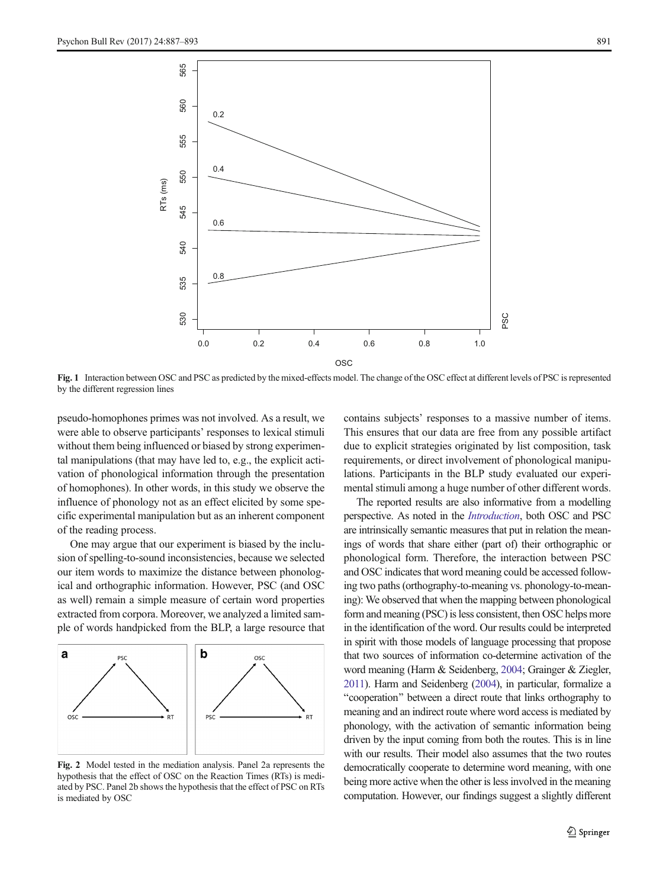Fig. 1 Interaction between OSC and PSC as predicted by the mixed-effects model. The change of the OSC effect at different levels of PSC is represented by the different regression lines

pseudo-homophones primes was not involved. As a result, we were able to observe participants' responses to lexical stimuli without them being influenced or biased by strong experimental manipulations (that may have led to, e.g., the explicit activation of phonological information through the presentation of homophones). In other words, in this study we observe the influence of phonology not as an effect elicited by some specific experimental manipulation but as an inherent component of the reading process.

One may argue that our experiment is biased by the inclusion of spelling-to-sound inconsistencies, because we selected our item words to maximize the distance between phonological and orthographic information. However, PSC (and OSC as well) remain a simple measure of certain word properties extracted from corpora. Moreover, we analyzed a limited sample of words handpicked from the BLP, a large resource that contains subjects' responses to a massive number of items. This ensures that our data are free from any possible artifact due to explicit strategies originated by list composition, task requirements, or direct involvement of phonological manipulations. Participants in the BLP study evaluated our experimental stimuli among a huge number of other different words.

The reported results are also informative from a modelling perspective. As noted in the *Introduction*, both OSC and PSC are intrinsically semantic measures that put in relation the meanings of words that share either (part of) their orthographic or phonological form. Therefore, the interaction between PSC and OSC indicates that word meaning could be accessed following two paths (orthography-to-meaning vs. phonology-to-meaning): We observed that when the mapping between phonological form and meaning (PSC) is less consistent, then OSC helps more in the identification of the word. Our results could be interpreted in spirit with those models of language processing that propose that two sources of information co-determine activation of the word meaning (Harm & Seidenberg, 2004; Grainger & Ziegler, 2011). Harm and Seidenberg (2004), in particular, formalize a "cooperation" between a direct route that links orthography to meaning and an indirect route where word access is mediated by phonology, with the activation of semantic information being driven by the input coming from both the routes. This is in line with our results. Their model also assumes that the two routes democratically cooperate to determine word meaning, with one being more active when the other is less involved in the meaning computation. However, our findings suggest a slightly different

Fig. 2 Model tested in the mediation analysis. Panel 2a represents the hypothesis that the effect of OSC on the Reaction Times (RTs) is mediated by PSC. Panel 2b shows the hypothesis that the effect of PSC on RTs is mediated by OSC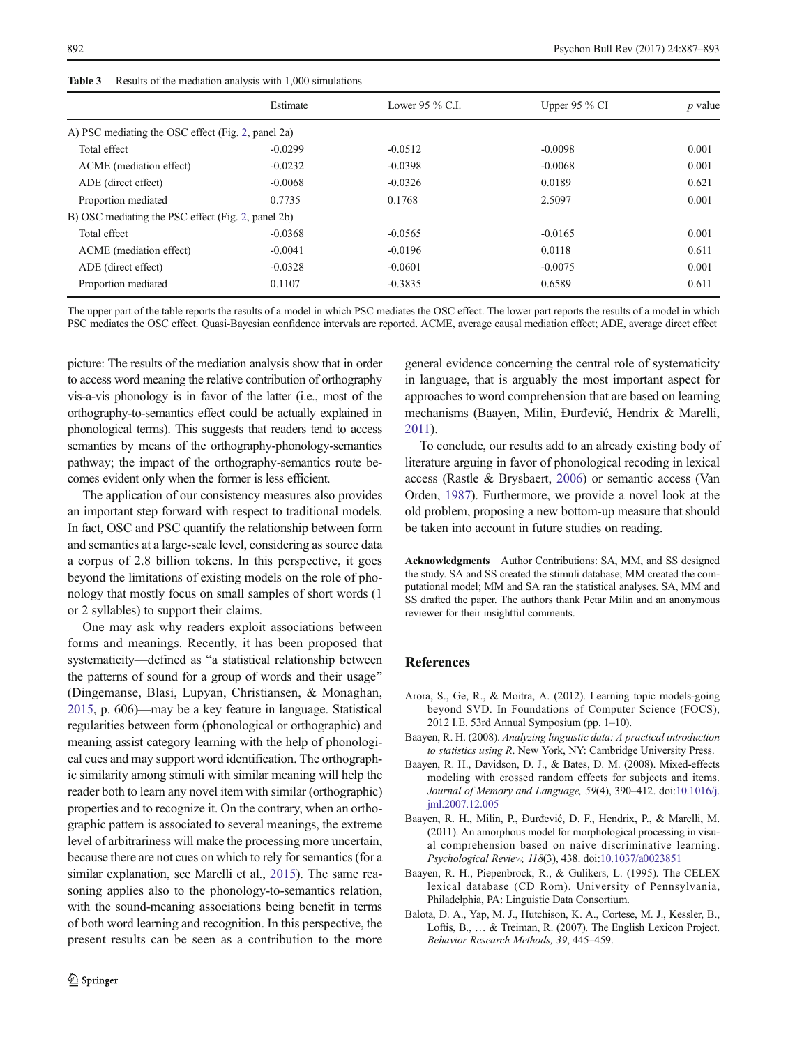**Table 3** Results of the mediation analysis with 1,000 simulations

| | Estimate | Lower 95 % C.I. | Upper 95 % CI | *p* value |
|---|---|---|---|---|
| A) PSC mediating the OSC effect (Fig. 2, panel 2a) | | | | |
| Total effect | -0.0299 | -0.0512 | -0.0098 | 0.001 |
| ACME (mediation effect) | -0.0232 | -0.0398 | -0.0068 | 0.001 |
| ADE (direct effect) | -0.0068 | -0.0326 | 0.0189 | 0.621 |
| Proportion mediated | 0.7735 | 0.1768 | 2.5097 | 0.001 |
| B) OSC mediating the PSC effect (Fig. 2, panel 2b) | | | | |
| Total effect | -0.0368 | -0.0565 | -0.0165 | 0.001 |
| ACME (mediation effect) | -0.0041 | -0.0196 | 0.0118 | 0.611 |
| ADE (direct effect) | -0.0328 | -0.0601 | -0.0075 | 0.001 |
| Proportion mediated | 0.1107 | -0.3835 | 0.6589 | 0.611 |

The upper part of the table reports the results of a model in which PSC mediates the OSC effect. The lower part reports the results of a model in which PSC mediates the OSC effect. Quasi-Bayesian confidence intervals are reported. ACME, average causal mediation effect; ADE, average direct effect

picture: The results of the mediation analysis show that in order to access word meaning the relative contribution of orthography vis-a-vis phonology is in favor of the latter (i.e., most of the orthography-to-semantics effect could be actually explained in phonological terms). This suggests that readers tend to access semantics by means of the orthography-phonology-semantics pathway; the impact of the orthography-semantics route becomes evident only when the former is less efficient.

The application of our consistency measures also provides an important step forward with respect to traditional models. In fact, OSC and PSC quantify the relationship between form and semantics at a large-scale level, considering as source data a corpus of 2.8 billion tokens. In this perspective, it goes beyond the limitations of existing models on the role of phonology that mostly focus on small samples of short words (1 or 2 syllables) to support their claims.

One may ask why readers exploit associations between forms and meanings. Recently, it has been proposed that systematicity—defined as "a statistical relationship between the patterns of sound for a group of words and their usage" (Dingemanse, Blasi, Lupyan, Christiansen, & Monaghan, 2015, p. 606)—may be a key feature in language. Statistical regularities between form (phonological or orthographic) and meaning assist category learning with the help of phonological cues and may support word identification. The orthographic similarity among stimuli with similar meaning will help the reader both to learn any novel item with similar (orthographic) properties and to recognize it. On the contrary, when an orthographic pattern is associated to several meanings, the extreme level of arbitrariness will make the processing more uncertain, because there are not cues on which to rely for semantics (for a similar explanation, see Marelli et al., 2015). The same reasoning applies also to the phonology-to-semantics relation, with the sound-meaning associations being benefit in terms of both word learning and recognition. In this perspective, the present results can be seen as a contribution to the more general evidence concerning the central role of systematicity in language, that is arguably the most important aspect for approaches to word comprehension that are based on learning mechanisms (Baayen, Milin, Đurđević, Hendrix & Marelli, 2011).

To conclude, our results add to an already existing body of literature arguing in favor of phonological recoding in lexical access (Rastle & Brysbaert, 2006) or semantic access (Van Orden, 1987). Furthermore, we provide a novel look at the old problem, proposing a new bottom-up measure that should be taken into account in future studies on reading.

**Acknowledgments** Author Contributions: SA, MM, and SS designed the study. SA and SS created the stimuli database; MM created the computational model; MM and SA ran the statistical analyses. SA, MM and SS drafted the paper. The authors thank Petar Milin and an anonymous reviewer for their insightful comments.

## References

Arora, S., Ge, R., & Moitra, A. (2012). Learning topic models-going beyond SVD. In Foundations of Computer Science (FOCS), 2012 I.E. 53rd Annual Symposium (pp. 1–10).

Baayen, R. H. (2008). *Analyzing linguistic data: A practical introduction to statistics using R*. New York, NY: Cambridge University Press.

Baayen, R. H., Davidson, D. J., & Bates, D. M. (2008). Mixed-effects modeling with crossed random effects for subjects and items. *Journal of Memory and Language, 59*(4), 390–412. doi:10.1016/j.jml.2007.12.005

Baayen, R. H., Milin, P., Đurđević, D. F., Hendrix, P., & Marelli, M. (2011). An amorphous model for morphological processing in visual comprehension based on naive discriminative learning. *Psychological Review, 118*(3), 438. doi:10.1037/a0023851

Baayen, R. H., Piepenbrock, R., & Gulikers, L. (1995). The CELEX lexical database (CD Rom). University of Pennsylvania, Philadelphia, PA: Linguistic Data Consortium.

Balota, D. A., Yap, M. J., Hutchison, K. A., Cortese, M. J., Kessler, B., Loftis, B., … & Treiman, R. (2007). The English Lexicon Project. *Behavior Research Methods, 39*, 445–459.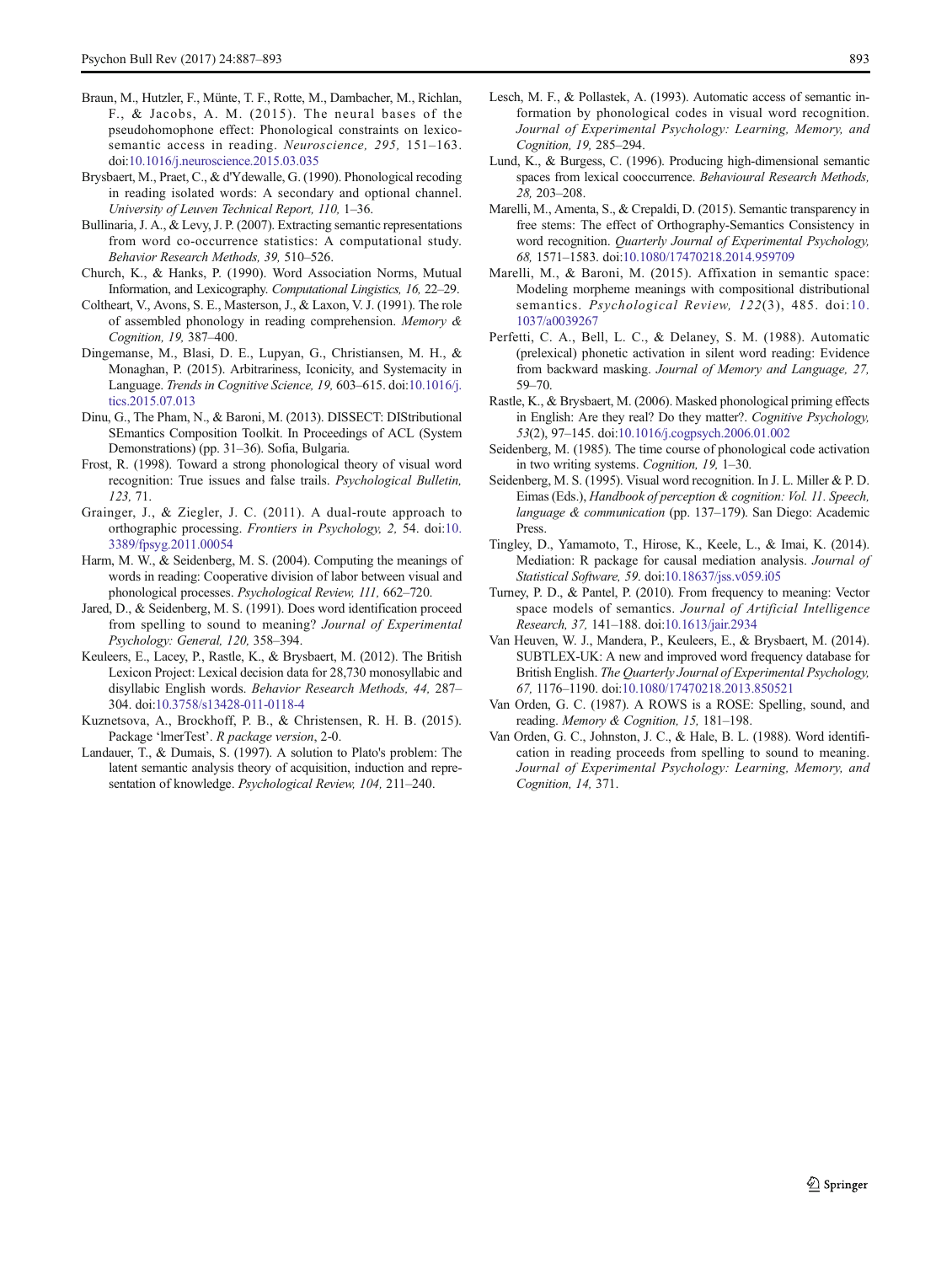Braun, M., Hutzler, F., Münte, T. F., Rotte, M., Dambacher, M., Richlan, F., & Jacobs, A. M. (2015). The neural bases of the pseudohomophone effect: Phonological constraints on lexico-semantic access in reading. *Neuroscience, 295,* 151–163. doi:10.1016/j.neuroscience.2015.03.035

Brysbaert, M., Praet, C., & d'Ydewalle, G. (1990). Phonological recoding in reading isolated words: A secondary and optional channel. *University of Leuven Technical Report, 110,* 1–36.

Bullinaria, J. A., & Levy, J. P. (2007). Extracting semantic representations from word co-occurrence statistics: A computational study. *Behavior Research Methods, 39,* 510–526.

Church, K., & Hanks, P. (1990). Word Association Norms, Mutual Information, and Lexicography. *Computational Lingistics, 16,* 22–29.

Coltheart, V., Avons, S. E., Masterson, J., & Laxon, V. J. (1991). The role of assembled phonology in reading comprehension. *Memory & Cognition, 19,* 387–400.

Dingemanse, M., Blasi, D. E., Lupyan, G., Christiansen, M. H., & Monaghan, P. (2015). Arbitrariness, Iconicity, and Systematicity in Language. *Trends in Cognitive Science, 19,* 603–615. doi:10.1016/j.tics.2015.07.013

Dinu, G., The Pham, N., & Baroni, M. (2013). DISSECT: DIStributional SEmantics Composition Toolkit. In Proceedings of ACL (System Demonstrations) (pp. 31–36). Sofia, Bulgaria.

Frost, R. (1998). Toward a strong phonological theory of visual word recognition: True issues and false trails. *Psychological Bulletin, 123,* 71.

Grainger, J., & Ziegler, J. C. (2011). A dual-route approach to orthographic processing. *Frontiers in Psychology, 2,* 54. doi:10.3389/fpsyg.2011.00054

Harm, M. W., & Seidenberg, M. S. (2004). Computing the meanings of words in reading: Cooperative division of labor between visual and phonological processes. *Psychological Review, 111,* 662–720.

Jared, D., & Seidenberg, M. S. (1991). Does word identification proceed from spelling to sound to meaning? *Journal of Experimental Psychology: General, 120,* 358–394.

Keuleers, E., Lacey, P., Rastle, K., & Brysbaert, M. (2012). The British Lexicon Project: Lexical decision data for 28,730 monosyllabic and disyllabic English words. *Behavior Research Methods, 44,* 287–304. doi:10.3758/s13428-011-0118-4

Kuznetsova, A., Brockhoff, P. B., & Christensen, R. H. B. (2015). Package 'lmerTest'. *R package version*, 2-0.

Landauer, T., & Dumais, S. (1997). A solution to Plato's problem: The latent semantic analysis theory of acquisition, induction and representation of knowledge. *Psychological Review, 104,* 211–240.

Lesch, M. F., & Pollastek, A. (1993). Automatic access of semantic information by phonological codes in visual word recognition. *Journal of Experimental Psychology: Learning, Memory, and Cognition, 19,* 285–294.

Lund, K., & Burgess, C. (1996). Producing high-dimensional semantic spaces from lexical cooccurrence. *Behavioural Research Methods, 28,* 203–208.

Marelli, M., Amenta, S., & Crepaldi, D. (2015). Semantic transparency in free stems: The effect of Orthography-Semantics Consistency in word recognition. *Quarterly Journal of Experimental Psychology, 68,* 1571–1583. doi:10.1080/17470218.2014.959709

Marelli, M., & Baroni, M. (2015). Affixation in semantic space: Modeling morpheme meanings with compositional distributional semantics. *Psychological Review, 122*(3), 485. doi:10.1037/a0039267

Perfetti, C. A., Bell, L. C., & Delaney, S. M. (1988). Automatic (prelexical) phonetic activation in silent word reading: Evidence from backward masking. *Journal of Memory and Language, 27,* 59–70.

Rastle, K., & Brysbaert, M. (2006). Masked phonological priming effects in English: Are they real? Do they matter?. *Cognitive Psychology, 53*(2), 97–145. doi:10.1016/j.cogpsych.2006.01.002

Seidenberg, M. (1985). The time course of phonological code activation in two writing systems. *Cognition, 19,* 1–30.

Seidenberg, M. S. (1995). Visual word recognition. In J. L. Miller & P. D. Eimas (Eds.), *Handbook of perception & cognition: Vol. 11. Speech, language & communication* (pp. 137–179). San Diego: Academic Press.

Tingley, D., Yamamoto, T., Hirose, K., Keele, L., & Imai, K. (2014). Mediation: R package for causal mediation analysis. *Journal of Statistical Software, 59.* doi:10.18637/jss.v059.i05

Turney, P. D., & Pantel, P. (2010). From frequency to meaning: Vector space models of semantics. *Journal of Artificial Intelligence Research, 37,* 141–188. doi:10.1613/jair.2934

Van Heuven, W. J., Mandera, P., Keuleers, E., & Brysbaert, M. (2014). SUBTLEX-UK: A new and improved word frequency database for British English. *The Quarterly Journal of Experimental Psychology, 67,* 1176–1190. doi:10.1080/17470218.2013.850521

Van Orden, G. C. (1987). A ROWS is a ROSE: Spelling, sound, and reading. *Memory & Cognition, 15,* 181–198.

Van Orden, G. C., Johnston, J. C., & Hale, B. L. (1988). Word identification in reading proceeds from spelling to sound to meaning. *Journal of Experimental Psychology: Learning, Memory, and Cognition, 14,* 371.